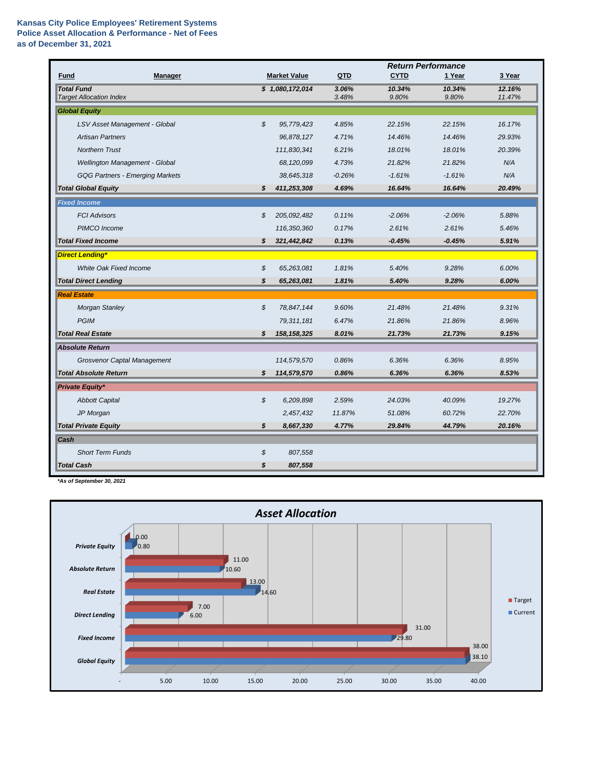**Kansas City Police Employees' Retirement Systems**
**Police Asset Allocation & Performance - Net of Fees**
**as of December 31, 2021**

| Fund | Manager | Market Value | QTD | CYTD | 1 Year | 3 Year |
|---|---|---|---|---|---|---|
| | | | | **Return Performance** | | |
| ***Total Fund*** | | ***$ 1,080,172,014*** | ***3.06%*** | ***10.34%*** | ***10.34%*** | ***12.16%*** |
| *Target Allocation Index* | | | *3.48%* | *9.80%* | *9.80%* | *11.47%* |
| ***Global Equity*** | | | | | | |
| | *LSV Asset Management - Global* | *$ 95,779,423* | *4.85%* | *22.15%* | *22.15%* | *16.17%* |
| | *Artisan Partners* | *96,878,127* | *4.71%* | *14.46%* | *14.46%* | *29.93%* |
| | *Northern Trust* | *111,830,341* | *6.21%* | *18.01%* | *18.01%* | *20.39%* |
| | *Wellington Management - Global* | *68,120,099* | *4.73%* | *21.82%* | *21.82%* | *N/A* |
| | *GQG Partners - Emerging Markets* | *38,645,318* | *-0.26%* | *-1.61%* | *-1.61%* | *N/A* |
| ***Total Global Equity*** | | ***$ 411,253,308*** | ***4.69%*** | ***16.64%*** | ***16.64%*** | ***20.49%*** |
| ***Fixed Income*** | | | | | | |
| | *FCI Advisors* | *$ 205,092,482* | *0.11%* | *-2.06%* | *-2.06%* | *5.88%* |
| | *PIMCO Income* | *116,350,360* | *0.17%* | *2.61%* | *2.61%* | *5.46%* |
| ***Total Fixed Income*** | | ***$ 321,442,842*** | ***0.13%*** | ***-0.45%*** | ***-0.45%*** | ***5.91%*** |
| ***Direct Lending**** | | | | | | |
| | *White Oak Fixed Income* | *$ 65,263,081* | *1.81%* | *5.40%* | *9.28%* | *6.00%* |
| ***Total Direct Lending*** | | ***$ 65,263,081*** | ***1.81%*** | ***5.40%*** | ***9.28%*** | ***6.00%*** |
| ***Real Estate*** | | | | | | |
| | *Morgan Stanley* | *$ 78,847,144* | *9.60%* | *21.48%* | *21.48%* | *9.31%* |
| | *PGIM* | *79,311,181* | *6.47%* | *21.86%* | *21.86%* | *8.96%* |
| ***Total Real Estate*** | | ***$ 158,158,325*** | ***8.01%*** | ***21.73%*** | ***21.73%*** | ***9.15%*** |
| ***Absolute Return*** | | | | | | |
| | *Grosvenor Captal Management* | *114,579,570* | *0.86%* | *6.36%* | *6.36%* | *8.95%* |
| ***Total Absolute Return*** | | ***$ 114,579,570*** | ***0.86%*** | ***6.36%*** | ***6.36%*** | ***8.53%*** |
| ***Private Equity**** | | | | | | |
| | *Abbott Capital* | *$ 6,209,898* | *2.59%* | *24.03%* | *40.09%* | *19.27%* |
| | *JP Morgan* | *2,457,432* | *11.87%* | *51.08%* | *60.72%* | *22.70%* |
| ***Total Private Equity*** | | ***$ 8,667,330*** | ***4.77%*** | ***29.84%*** | ***44.79%*** | ***20.16%*** |
| ***Cash*** | | | | | | |
| | *Short Term Funds* | *$ 807,558* | | | | |
| ***Total Cash*** | | ***$ 807,558*** | | | | |

****As of September 30, 2021***

**Asset Allocation**

| Asset Class | Target | Current |
|---|---|---|
| Private Equity | 0.00 | 0.80 |
| Absolute Return | 11.00 | 10.60 |
| Real Estate | 13.00 | 14.60 |
| Direct Lending | 7.00 | 6.00 |
| Fixed Income | 31.00 | 29.80 |
| Global Equity | 38.00 | 38.10 |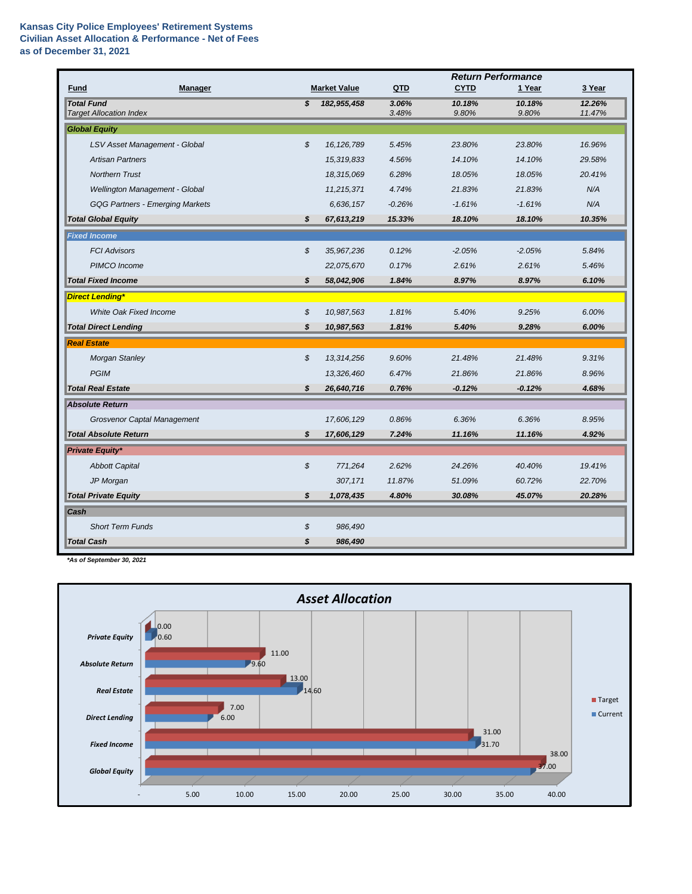**Kansas City Police Employees' Retirement Systems**
**Civilian Asset Allocation & Performance - Net of Fees**
**as of December 31, 2021**

| Fund | Manager | | Market Value | QTD | CYTD | 1 Year | 3 Year |
|---|---|---|---|---|---|---|---|
| | | | | Return Performance | | | |
| **Total Fund** | | **$** | **182,955,458** | **3.06%** | **10.18%** | **10.18%** | **12.26%** |
| *Target Allocation Index* | | | | *3.48%* | *9.80%* | *9.80%* | *11.47%* |
| **Global Equity** | | | | | | | |
| | LSV Asset Management - Global | $ | 16,126,789 | 5.45% | 23.80% | 23.80% | 16.96% |
| | Artisan Partners | | 15,319,833 | 4.56% | 14.10% | 14.10% | 29.58% |
| | Northern Trust | | 18,315,069 | 6.28% | 18.05% | 18.05% | 20.41% |
| | Wellington Management - Global | | 11,215,371 | 4.74% | 21.83% | 21.83% | N/A |
| | GQG Partners - Emerging Markets | | 6,636,157 | -0.26% | -1.61% | -1.61% | N/A |
| **Total Global Equity** | | **$** | **67,613,219** | **15.33%** | **18.10%** | **18.10%** | **10.35%** |
| **Fixed Income** | | | | | | | |
| | FCI Advisors | $ | 35,967,236 | 0.12% | -2.05% | -2.05% | 5.84% |
| | PIMCO Income | | 22,075,670 | 0.17% | 2.61% | 2.61% | 5.46% |
| **Total Fixed Income** | | **$** | **58,042,906** | **1.84%** | **8.97%** | **8.97%** | **6.10%** |
| **Direct Lending*** | | | | | | | |
| | White Oak Fixed Income | $ | 10,987,563 | 1.81% | 5.40% | 9.25% | 6.00% |
| **Total Direct Lending** | | **$** | **10,987,563** | **1.81%** | **5.40%** | **9.28%** | **6.00%** |
| **Real Estate** | | | | | | | |
| | Morgan Stanley | $ | 13,314,256 | 9.60% | 21.48% | 21.48% | 9.31% |
| | PGIM | | 13,326,460 | 6.47% | 21.86% | 21.86% | 8.96% |
| **Total Real Estate** | | **$** | **26,640,716** | **0.76%** | **-0.12%** | **-0.12%** | **4.68%** |
| **Absolute Return** | | | | | | | |
| | Grosvenor Captal Management | | 17,606,129 | 0.86% | 6.36% | 6.36% | 8.95% |
| **Total Absolute Return** | | **$** | **17,606,129** | **7.24%** | **11.16%** | **11.16%** | **4.92%** |
| **Private Equity*** | | | | | | | |
| | Abbott Capital | $ | 771,264 | 2.62% | 24.26% | 40.40% | 19.41% |
| | JP Morgan | | 307,171 | 11.87% | 51.09% | 60.72% | 22.70% |
| **Total Private Equity** | | **$** | **1,078,435** | **4.80%** | **30.08%** | **45.07%** | **20.28%** |
| **Cash** | | | | | | | |
| | Short Term Funds | $ | 986,490 | | | | |
| **Total Cash** | | **$** | **986,490** | | | | |

***As of September 30, 2021**

**Asset Allocation**

Private Equity 0.00 0.60
Absolute Return 11.00 9.60
Real Estate 13.00 14.60
Direct Lending 7.00 6.00
Fixed Income 31.00 31.70
Global Equity 38.00 37.00

- 5.00 10.00 15.00 20.00 25.00 30.00 35.00 40.00

Target
Current